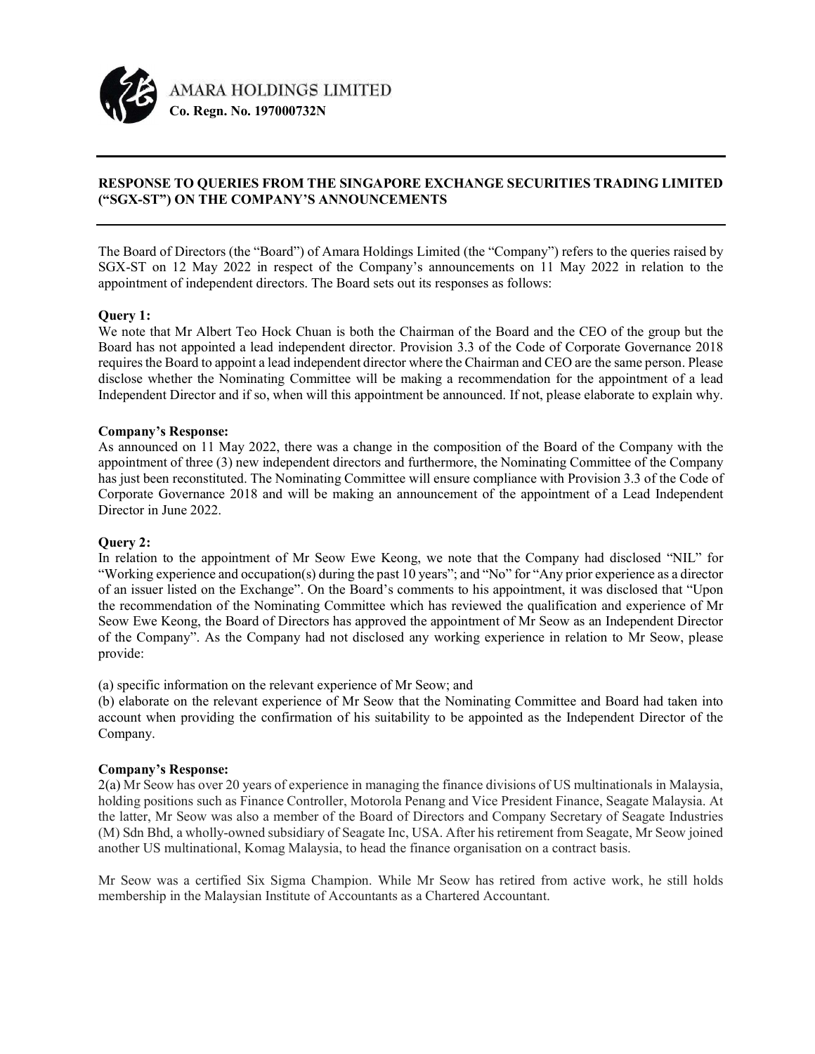AMARA HOLDINGS LIMITED
**Co. Regn. No. 197000732N**

---

**RESPONSE TO QUERIES FROM THE SINGAPORE EXCHANGE SECURITIES TRADING LIMITED ("SGX-ST") ON THE COMPANY'S ANNOUNCEMENTS**

---

The Board of Directors (the "Board") of Amara Holdings Limited (the "Company") refers to the queries raised by SGX-ST on 12 May 2022 in respect of the Company's announcements on 11 May 2022 in relation to the appointment of independent directors. The Board sets out its responses as follows:

**Query 1:**
We note that Mr Albert Teo Hock Chuan is both the Chairman of the Board and the CEO of the group but the Board has not appointed a lead independent director. Provision 3.3 of the Code of Corporate Governance 2018 requires the Board to appoint a lead independent director where the Chairman and CEO are the same person. Please disclose whether the Nominating Committee will be making a recommendation for the appointment of a lead Independent Director and if so, when will this appointment be announced. If not, please elaborate to explain why.

**Company's Response:**
As announced on 11 May 2022, there was a change in the composition of the Board of the Company with the appointment of three (3) new independent directors and furthermore, the Nominating Committee of the Company has just been reconstituted. The Nominating Committee will ensure compliance with Provision 3.3 of the Code of Corporate Governance 2018 and will be making an announcement of the appointment of a Lead Independent Director in June 2022.

**Query 2:**
In relation to the appointment of Mr Seow Ewe Keong, we note that the Company had disclosed "NIL" for "Working experience and occupation(s) during the past 10 years"; and "No" for "Any prior experience as a director of an issuer listed on the Exchange". On the Board's comments to his appointment, it was disclosed that "Upon the recommendation of the Nominating Committee which has reviewed the qualification and experience of Mr Seow Ewe Keong, the Board of Directors has approved the appointment of Mr Seow as an Independent Director of the Company". As the Company had not disclosed any working experience in relation to Mr Seow, please provide:

(a) specific information on the relevant experience of Mr Seow; and
(b) elaborate on the relevant experience of Mr Seow that the Nominating Committee and Board had taken into account when providing the confirmation of his suitability to be appointed as the Independent Director of the Company.

**Company's Response:**
2(a) Mr Seow has over 20 years of experience in managing the finance divisions of US multinationals in Malaysia, holding positions such as Finance Controller, Motorola Penang and Vice President Finance, Seagate Malaysia. At the latter, Mr Seow was also a member of the Board of Directors and Company Secretary of Seagate Industries (M) Sdn Bhd, a wholly-owned subsidiary of Seagate Inc, USA. After his retirement from Seagate, Mr Seow joined another US multinational, Komag Malaysia, to head the finance organisation on a contract basis.

Mr Seow was a certified Six Sigma Champion. While Mr Seow has retired from active work, he still holds membership in the Malaysian Institute of Accountants as a Chartered Accountant.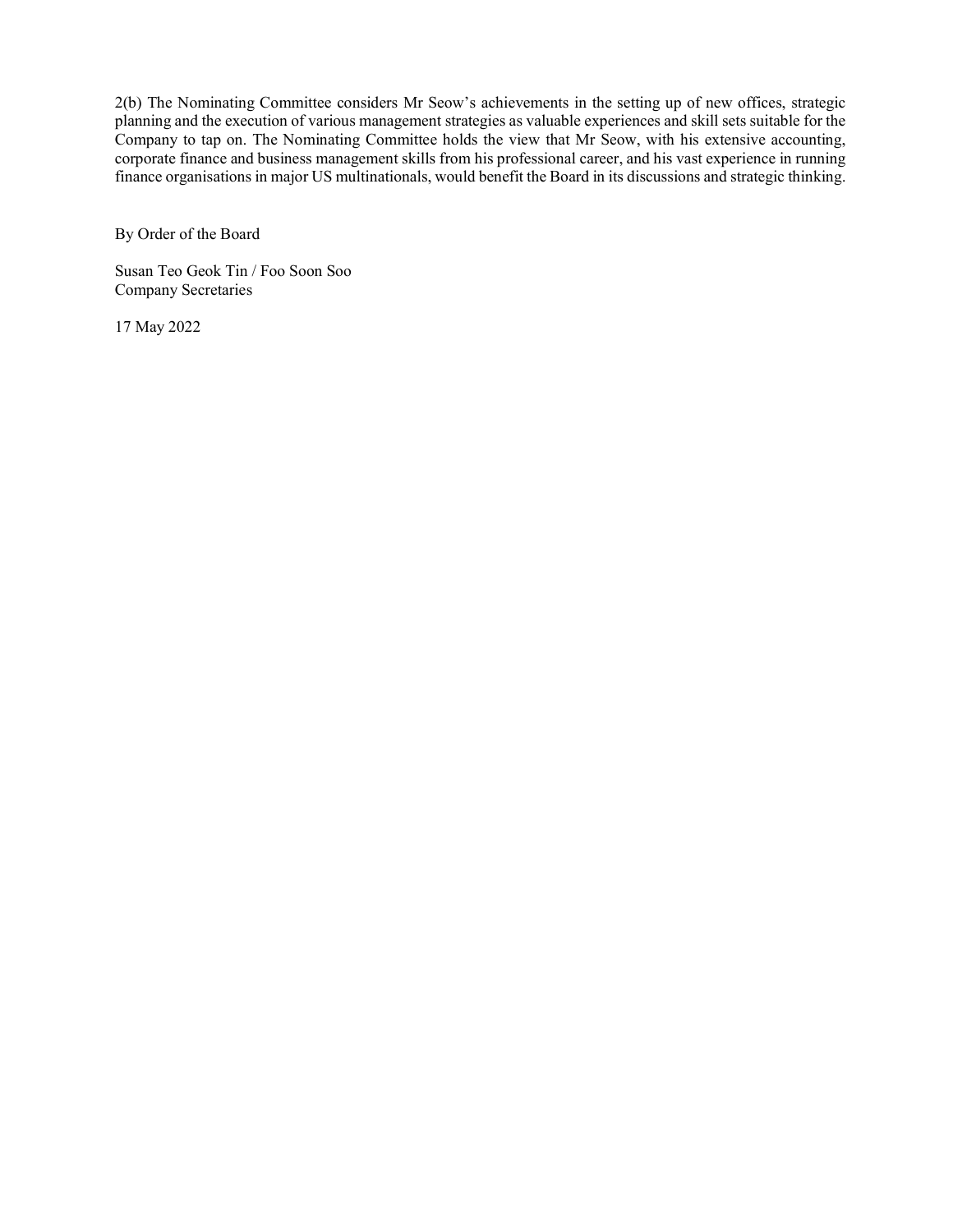2(b) The Nominating Committee considers Mr Seow's achievements in the setting up of new offices, strategic planning and the execution of various management strategies as valuable experiences and skill sets suitable for the Company to tap on. The Nominating Committee holds the view that Mr Seow, with his extensive accounting, corporate finance and business management skills from his professional career, and his vast experience in running finance organisations in major US multinationals, would benefit the Board in its discussions and strategic thinking.

By Order of the Board

Susan Teo Geok Tin / Foo Soon Soo
Company Secretaries

17 May 2022